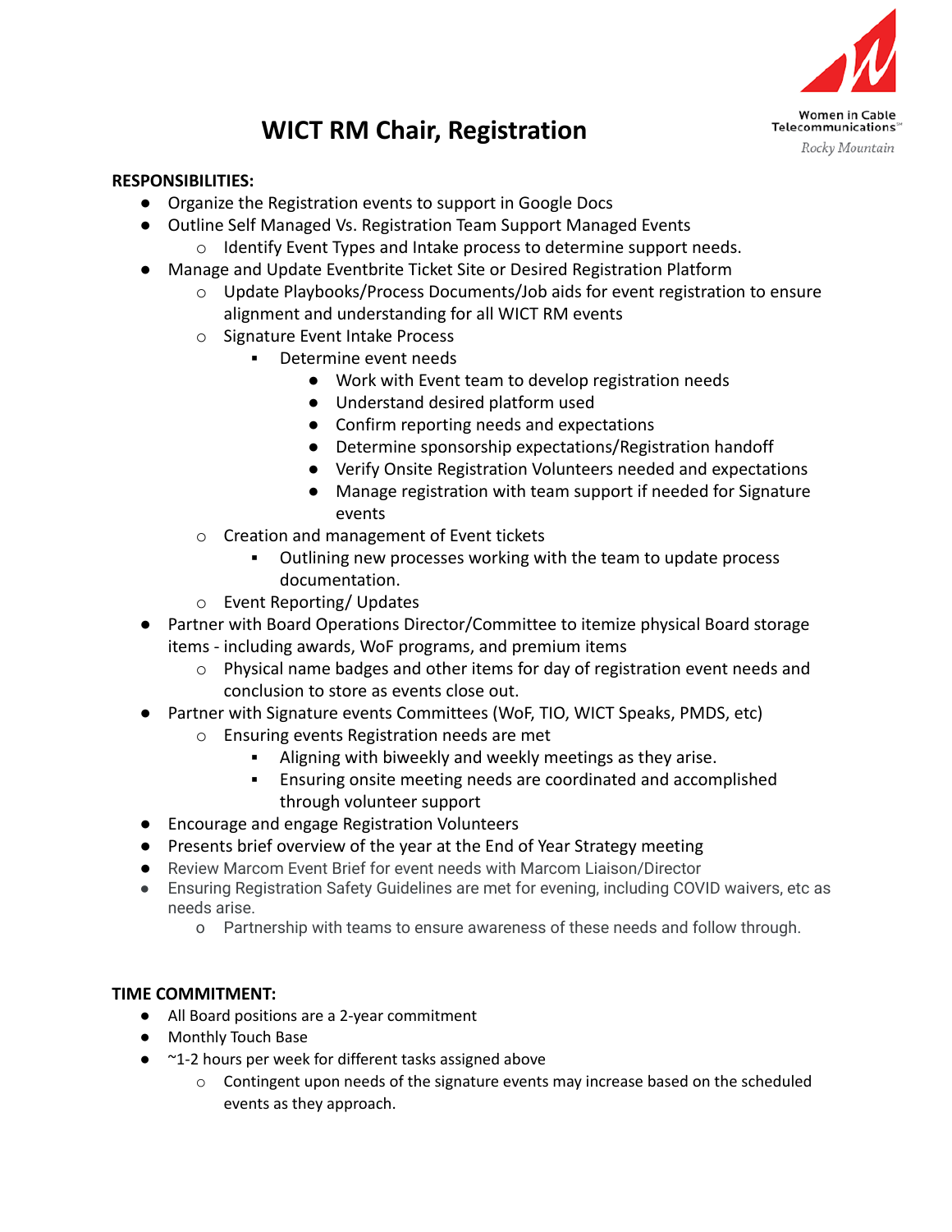# WICT RM Chair, Registration

**RESPONSIBILITIES:**

- Organize the Registration events to support in Google Docs
- Outline Self Managed Vs. Registration Team Support Managed Events
  - Identify Event Types and Intake process to determine support needs.
- Manage and Update Eventbrite Ticket Site or Desired Registration Platform
  - Update Playbooks/Process Documents/Job aids for event registration to ensure alignment and understanding for all WICT RM events
  - Signature Event Intake Process
    - Determine event needs
      - Work with Event team to develop registration needs
      - Understand desired platform used
      - Confirm reporting needs and expectations
      - Determine sponsorship expectations/Registration handoff
      - Verify Onsite Registration Volunteers needed and expectations
      - Manage registration with team support if needed for Signature events
  - Creation and management of Event tickets
    - Outlining new processes working with the team to update process documentation.
  - Event Reporting/ Updates
- Partner with Board Operations Director/Committee to itemize physical Board storage items - including awards, WoF programs, and premium items
  - Physical name badges and other items for day of registration event needs and conclusion to store as events close out.
- Partner with Signature events Committees (WoF, TIO, WICT Speaks, PMDS, etc)
  - Ensuring events Registration needs are met
    - Aligning with biweekly and weekly meetings as they arise.
    - Ensuring onsite meeting needs are coordinated and accomplished through volunteer support
- Encourage and engage Registration Volunteers
- Presents brief overview of the year at the End of Year Strategy meeting
- Review Marcom Event Brief for event needs with Marcom Liaison/Director
- Ensuring Registration Safety Guidelines are met for evening, including COVID waivers, etc as needs arise.
  - Partnership with teams to ensure awareness of these needs and follow through.

**TIME COMMITMENT:**

- All Board positions are a 2-year commitment
- Monthly Touch Base
- ~1-2 hours per week for different tasks assigned above
  - Contingent upon needs of the signature events may increase based on the scheduled events as they approach.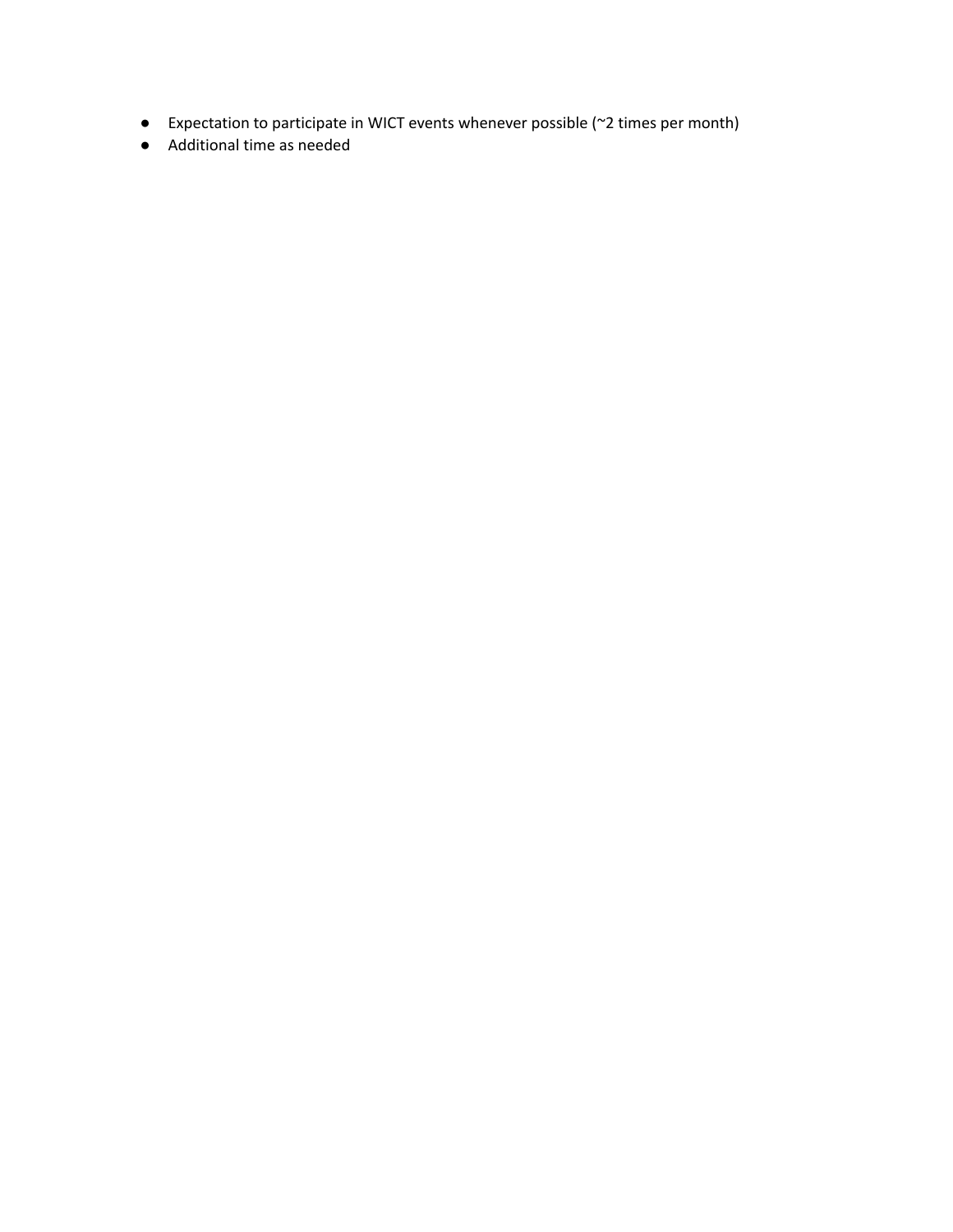- Expectation to participate in WICT events whenever possible (~2 times per month)
- Additional time as needed